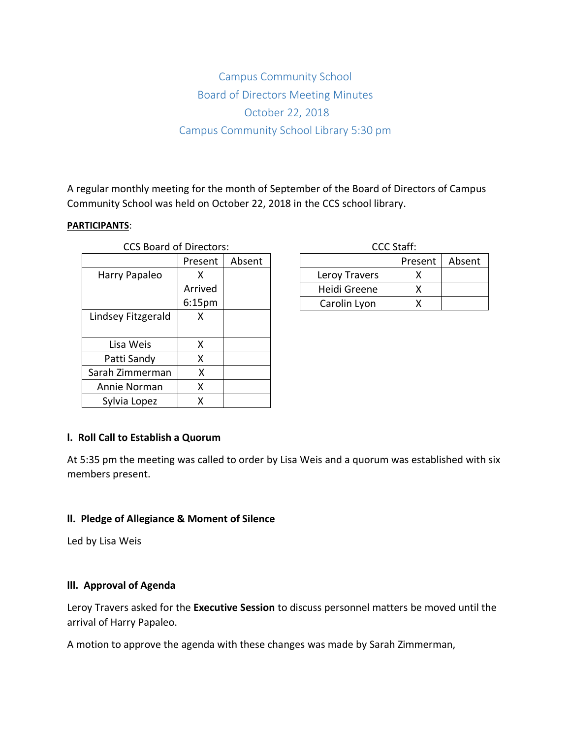# Campus Community School
## Board of Directors Meeting Minutes
## October 22, 2018
## Campus Community School Library 5:30 pm

A regular monthly meeting for the month of September of the Board of Directors of Campus Community School was held on October 22, 2018 in the CCS school library.

**PARTICIPANTS**:

CCS Board of Directors:

| | Present | Absent |
|---|---|---|
| Harry Papaleo | X Arrived 6:15pm | |
| Lindsey Fitzgerald | X | |
| Lisa Weis | X | |
| Patti Sandy | X | |
| Sarah Zimmerman | X | |
| Annie Norman | X | |
| Sylvia Lopez | X | |

CCC Staff:

| | Present | Absent |
|---|---|---|
| Leroy Travers | X | |
| Heidi Greene | X | |
| Carolin Lyon | X | |

### I. Roll Call to Establish a Quorum

At 5:35 pm the meeting was called to order by Lisa Weis and a quorum was established with six members present.

### II. Pledge of Allegiance & Moment of Silence

Led by Lisa Weis

### III. Approval of Agenda

Leroy Travers asked for the **Executive Session** to discuss personnel matters be moved until the arrival of Harry Papaleo.

A motion to approve the agenda with these changes was made by Sarah Zimmerman,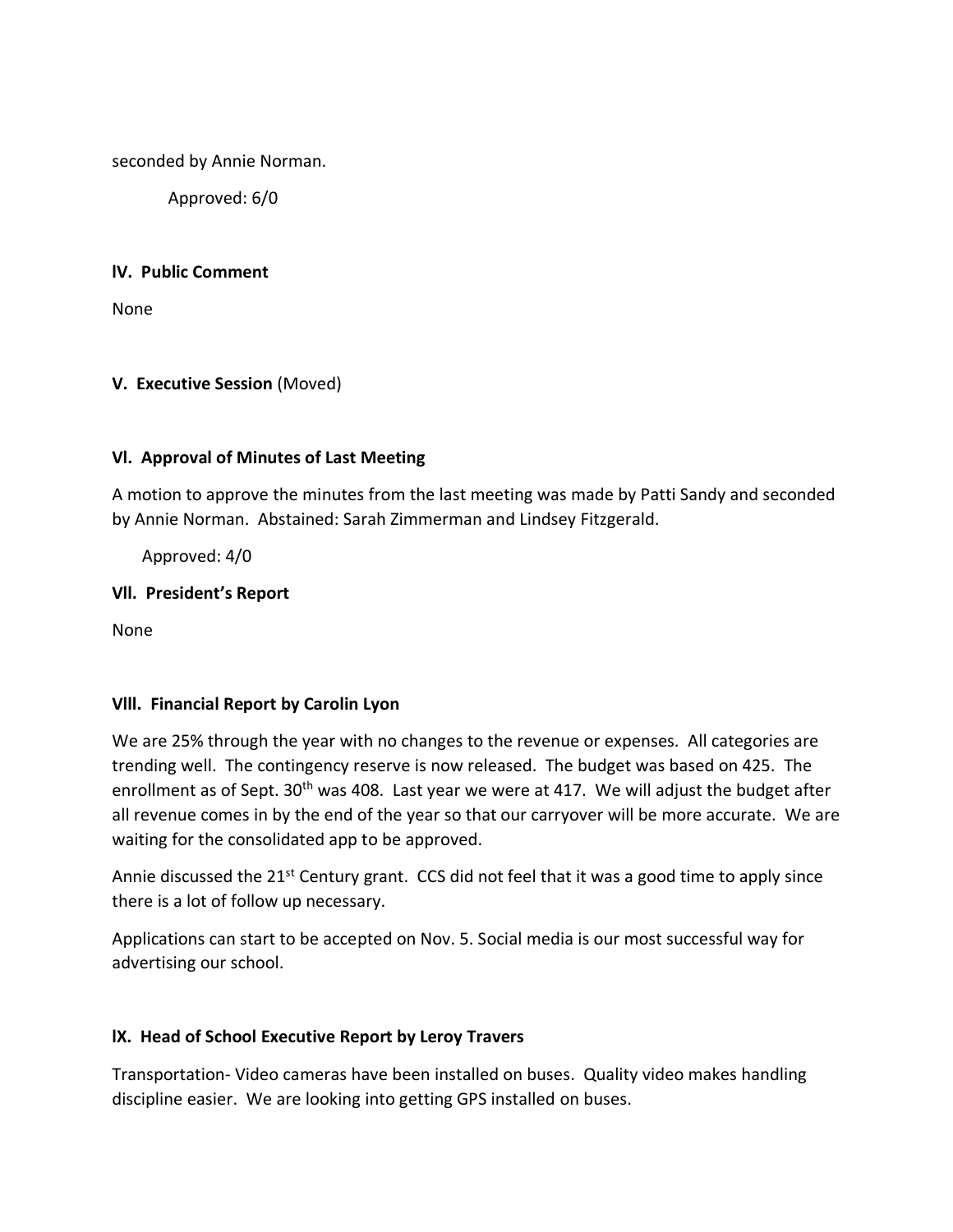seconded by Annie Norman.

Approved: 6/0

**lV. Public Comment**

None

**V. Executive Session** (Moved)

**Vl. Approval of Minutes of Last Meeting**

A motion to approve the minutes from the last meeting was made by Patti Sandy and seconded by Annie Norman. Abstained: Sarah Zimmerman and Lindsey Fitzgerald.

Approved: 4/0

**Vll. President's Report**

None

**Vlll. Financial Report by Carolin Lyon**

We are 25% through the year with no changes to the revenue or expenses. All categories are trending well. The contingency reserve is now released. The budget was based on 425. The enrollment as of Sept. 30th was 408. Last year we were at 417. We will adjust the budget after all revenue comes in by the end of the year so that our carryover will be more accurate. We are waiting for the consolidated app to be approved.

Annie discussed the 21st Century grant. CCS did not feel that it was a good time to apply since there is a lot of follow up necessary.

Applications can start to be accepted on Nov. 5. Social media is our most successful way for advertising our school.

**lX. Head of School Executive Report by Leroy Travers**

Transportation- Video cameras have been installed on buses. Quality video makes handling discipline easier. We are looking into getting GPS installed on buses.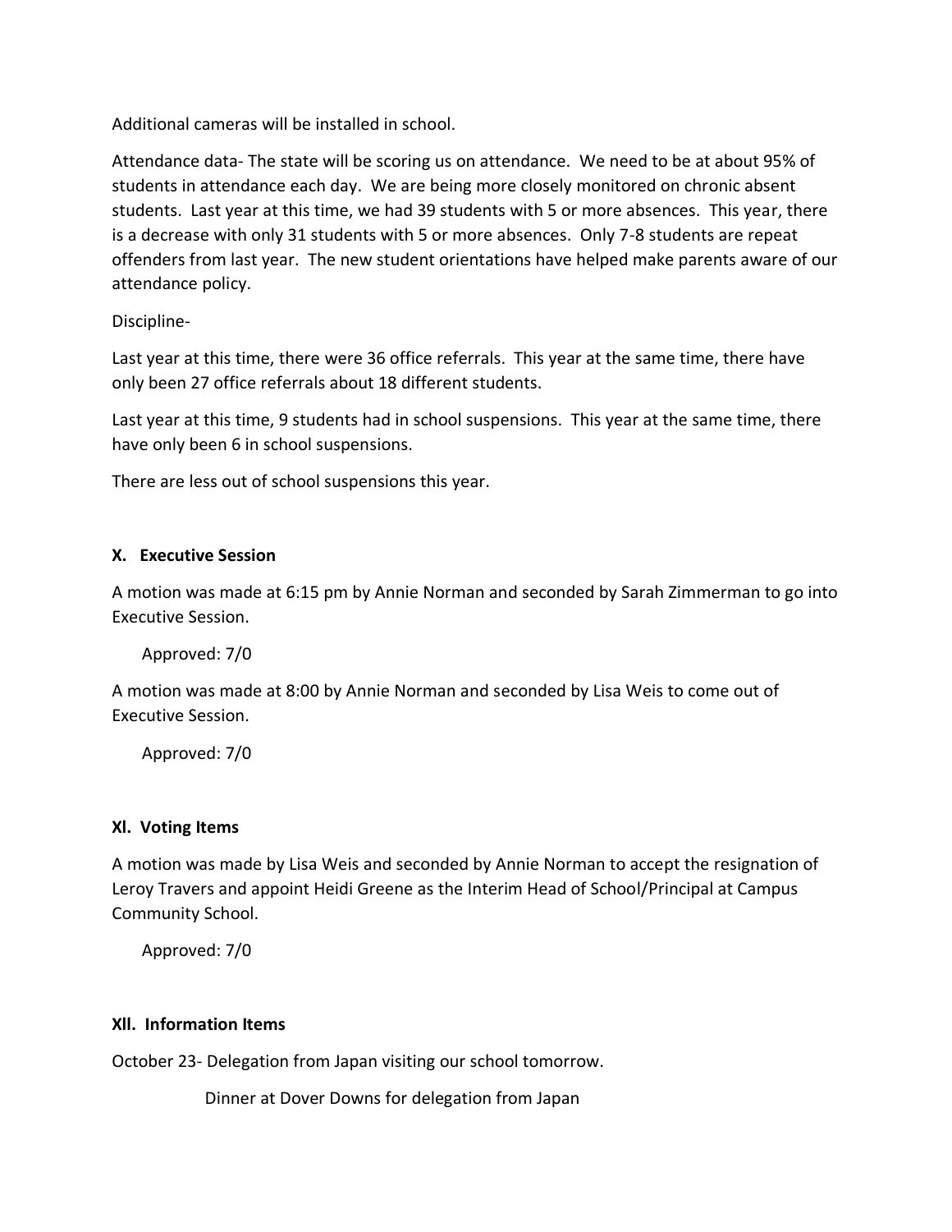Additional cameras will be installed in school.

Attendance data- The state will be scoring us on attendance. We need to be at about 95% of students in attendance each day. We are being more closely monitored on chronic absent students. Last year at this time, we had 39 students with 5 or more absences. This year, there is a decrease with only 31 students with 5 or more absences. Only 7-8 students are repeat offenders from last year. The new student orientations have helped make parents aware of our attendance policy.

Discipline-

Last year at this time, there were 36 office referrals. This year at the same time, there have only been 27 office referrals about 18 different students.

Last year at this time, 9 students had in school suspensions. This year at the same time, there have only been 6 in school suspensions.

There are less out of school suspensions this year.

**X. Executive Session**

A motion was made at 6:15 pm by Annie Norman and seconded by Sarah Zimmerman to go into Executive Session.

Approved: 7/0

A motion was made at 8:00 by Annie Norman and seconded by Lisa Weis to come out of Executive Session.

Approved: 7/0

**Xl. Voting Items**

A motion was made by Lisa Weis and seconded by Annie Norman to accept the resignation of Leroy Travers and appoint Heidi Greene as the Interim Head of School/Principal at Campus Community School.

Approved: 7/0

**Xll. Information Items**

October 23- Delegation from Japan visiting our school tomorrow.

Dinner at Dover Downs for delegation from Japan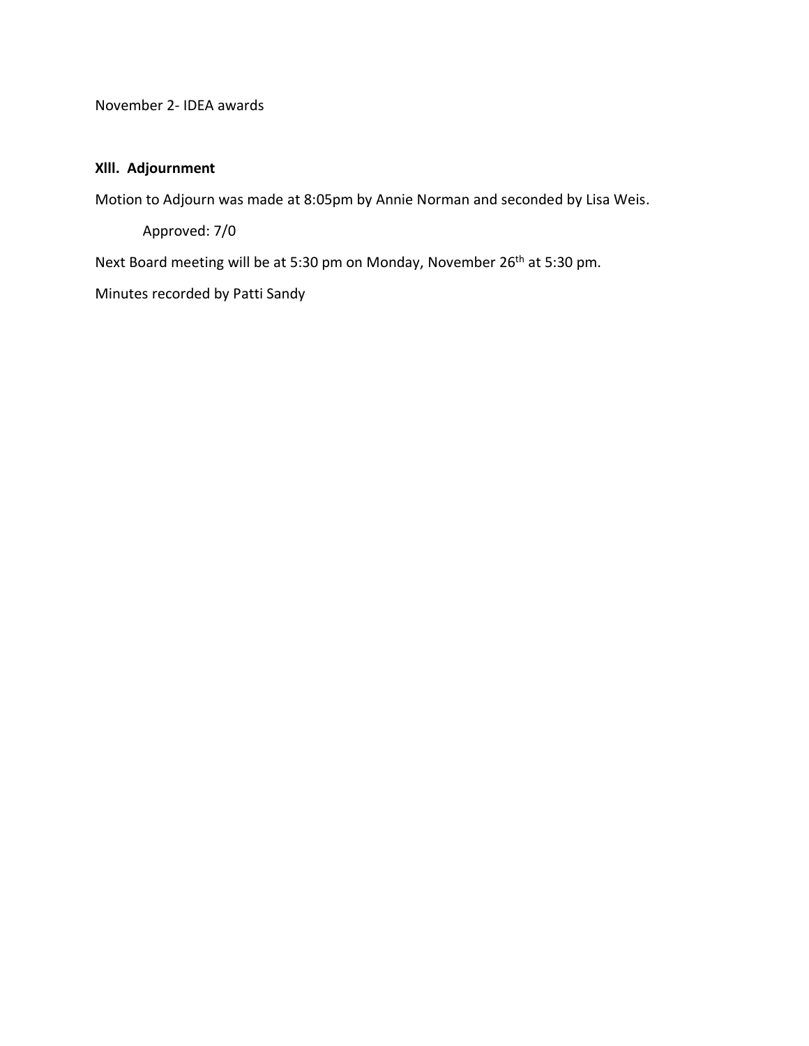November 2- IDEA awards

### XIII. Adjournment

Motion to Adjourn was made at 8:05pm by Annie Norman and seconded by Lisa Weis.

Approved: 7/0

Next Board meeting will be at 5:30 pm on Monday, November 26th at 5:30 pm.

Minutes recorded by Patti Sandy